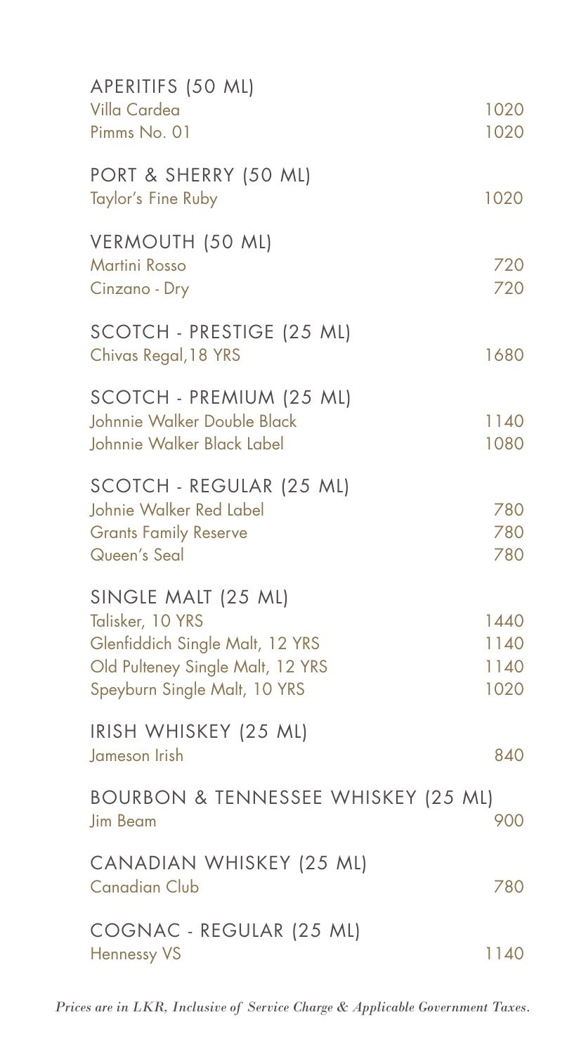## APERITIFS (50 ML)

| Item | Price |
| --- | --- |
| Villa Cardea | 1020 |
| Pimms No. 01 | 1020 |

## PORT & SHERRY (50 ML)

| Item | Price |
| --- | --- |
| Taylor's Fine Ruby | 1020 |

## VERMOUTH (50 ML)

| Item | Price |
| --- | --- |
| Martini Rosso | 720 |
| Cinzano - Dry | 720 |

## SCOTCH - PRESTIGE (25 ML)

| Item | Price |
| --- | --- |
| Chivas Regal,18 YRS | 1680 |

## SCOTCH - PREMIUM (25 ML)

| Item | Price |
| --- | --- |
| Johnnie Walker Double Black | 1140 |
| Johnnie Walker Black Label | 1080 |

## SCOTCH - REGULAR (25 ML)

| Item | Price |
| --- | --- |
| Johnie Walker Red Label | 780 |
| Grants Family Reserve | 780 |
| Queen's Seal | 780 |

## SINGLE MALT (25 ML)

| Item | Price |
| --- | --- |
| Talisker, 10 YRS | 1440 |
| Glenfiddich Single Malt, 12 YRS | 1140 |
| Old Pulteney Single Malt, 12 YRS | 1140 |
| Speyburn Single Malt, 10 YRS | 1020 |

## IRISH WHISKEY (25 ML)

| Item | Price |
| --- | --- |
| Jameson Irish | 840 |

## BOURBON & TENNESSEE WHISKEY (25 ML)

| Item | Price |
| --- | --- |
| Jim Beam | 900 |

## CANADIAN WHISKEY (25 ML)

| Item | Price |
| --- | --- |
| Canadian Club | 780 |

## COGNAC - REGULAR (25 ML)

| Item | Price |
| --- | --- |
| Hennessy VS | 1140 |

*Prices are in LKR, Inclusive of Service Charge & Applicable Government Taxes.*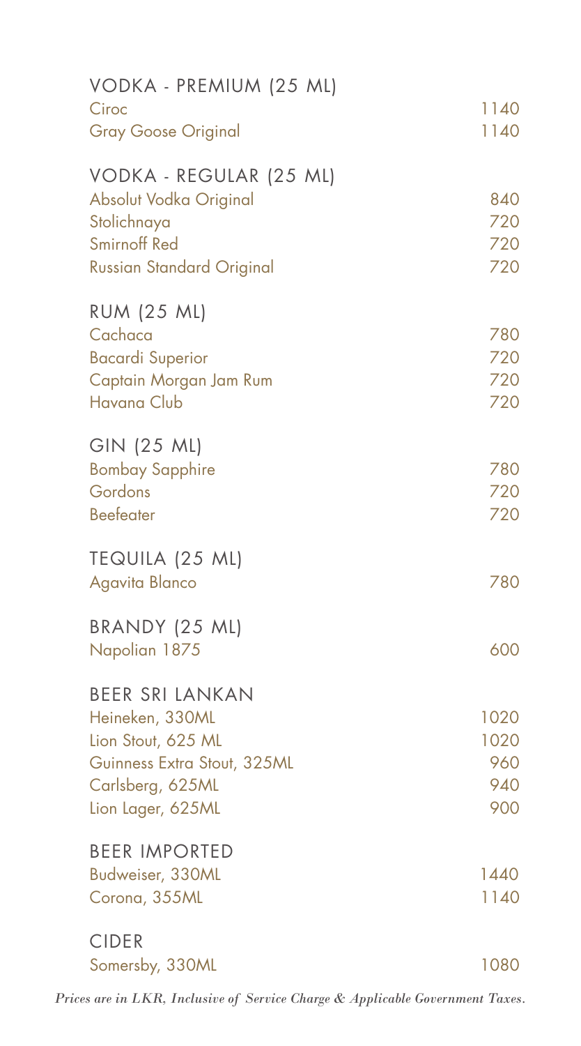## VODKA - PREMIUM (25 ML)

| | |
|---|---|
| Ciroc | 1140 |
| Gray Goose Original | 1140 |

## VODKA - REGULAR (25 ML)

| | |
|---|---|
| Absolut Vodka Original | 840 |
| Stolichnaya | 720 |
| Smirnoff Red | 720 |
| Russian Standard Original | 720 |

## RUM (25 ML)

| | |
|---|---|
| Cachaca | 780 |
| Bacardi Superior | 720 |
| Captain Morgan Jam Rum | 720 |
| Havana Club | 720 |

## GIN (25 ML)

| | |
|---|---|
| Bombay Sapphire | 780 |
| Gordons | 720 |
| Beefeater | 720 |

## TEQUILA (25 ML)

| | |
|---|---|
| Agavita Blanco | 780 |

## BRANDY (25 ML)

| | |
|---|---|
| Napolian 1875 | 600 |

## BEER SRI LANKAN

| | |
|---|---|
| Heineken, 330ML | 1020 |
| Lion Stout, 625 ML | 1020 |
| Guinness Extra Stout, 325ML | 960 |
| Carlsberg, 625ML | 940 |
| Lion Lager, 625ML | 900 |

## BEER IMPORTED

| | |
|---|---|
| Budweiser, 330ML | 1440 |
| Corona, 355ML | 1140 |

## CIDER

| | |
|---|---|
| Somersby, 330ML | 1080 |

*Prices are in LKR, Inclusive of Service Charge & Applicable Government Taxes.*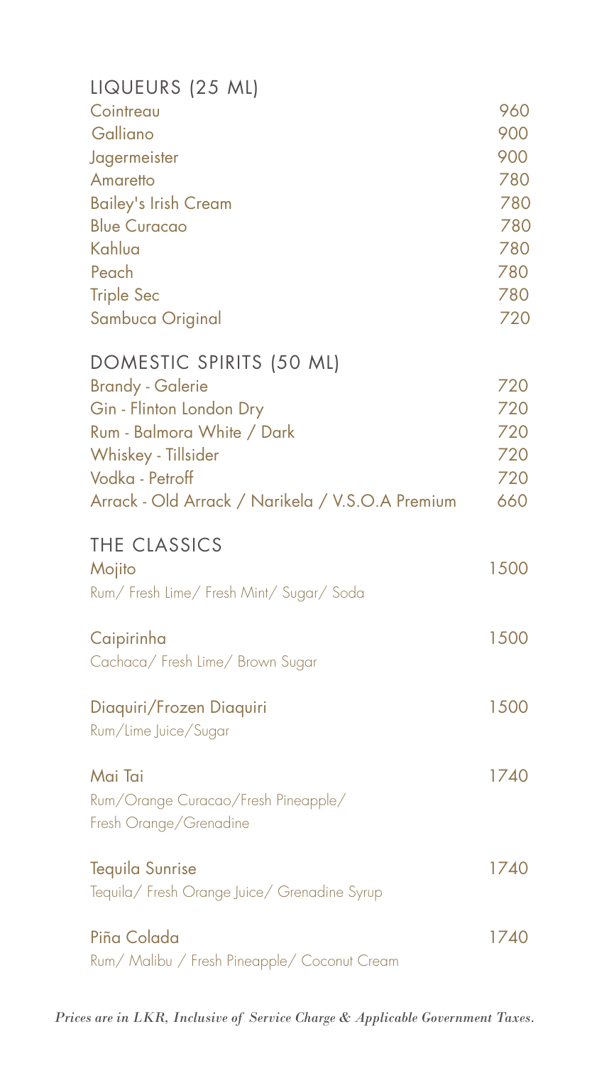## LIQUEURS (25 ML)

| Item | Price |
| --- | --- |
| Cointreau | 960 |
| Galliano | 900 |
| Jagermeister | 900 |
| Amaretto | 780 |
| Bailey's Irish Cream | 780 |
| Blue Curacao | 780 |
| Kahlua | 780 |
| Peach | 780 |
| Triple Sec | 780 |
| Sambuca Original | 720 |

## DOMESTIC SPIRITS (50 ML)

| Item | Price |
| --- | --- |
| Brandy - Galerie | 720 |
| Gin - Flinton London Dry | 720 |
| Rum - Balmora White / Dark | 720 |
| Whiskey - Tillsider | 720 |
| Vodka - Petroff | 720 |
| Arrack - Old Arrack / Narikela / V.S.O.A Premium | 660 |

## THE CLASSICS

**Mojito** — 1500
Rum/ Fresh Lime/ Fresh Mint/ Sugar/ Soda

**Caipirinha** — 1500
Cachaca/ Fresh Lime/ Brown Sugar

**Diaquiri/Frozen Diaquiri** — 1500
Rum/Lime Juice/Sugar

**Mai Tai** — 1740
Rum/Orange Curacao/Fresh Pineapple/
Fresh Orange/Grenadine

**Tequila Sunrise** — 1740
Tequila/ Fresh Orange Juice/ Grenadine Syrup

**Piña Colada** — 1740
Rum/ Malibu / Fresh Pineapple/ Coconut Cream

*Prices are in LKR, Inclusive of Service Charge & Applicable Government Taxes.*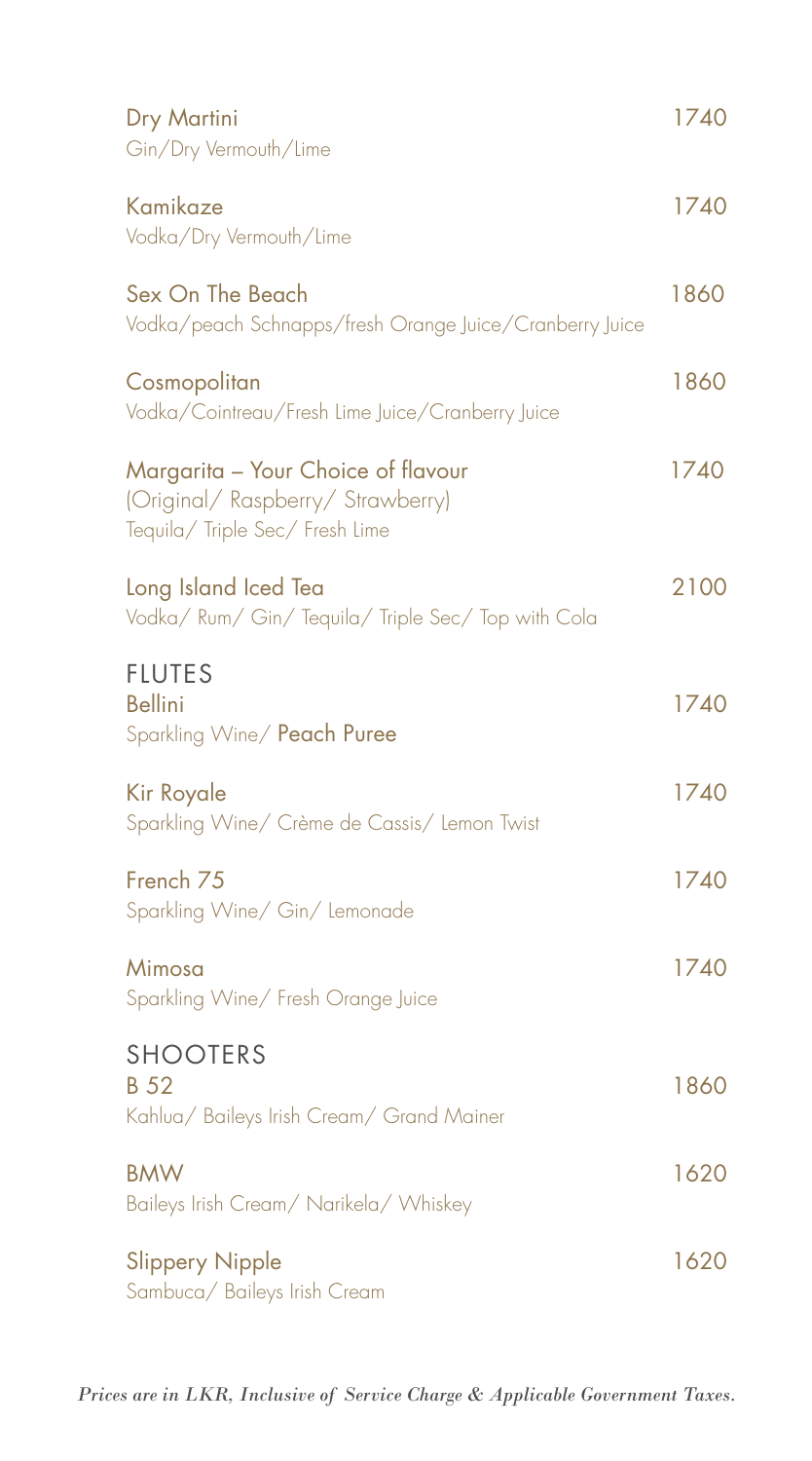**Dry Martini** 1740
Gin/Dry Vermouth/Lime

**Kamikaze** 1740
Vodka/Dry Vermouth/Lime

**Sex On The Beach** 1860
Vodka/peach Schnapps/fresh Orange Juice/Cranberry Juice

**Cosmopolitan** 1860
Vodka/Cointreau/Fresh Lime Juice/Cranberry Juice

**Margarita – Your Choice of flavour** 1740
(Original/ Raspberry/ Strawberry)
Tequila/ Triple Sec/ Fresh Lime

**Long Island Iced Tea** 2100
Vodka/ Rum/ Gin/ Tequila/ Triple Sec/ Top with Cola

## FLUTES

**Bellini** 1740
Sparkling Wine/ **Peach Puree**

**Kir Royale** 1740
Sparkling Wine/ Crème de Cassis/ Lemon Twist

**French 75** 1740
Sparkling Wine/ Gin/ Lemonade

**Mimosa** 1740
Sparkling Wine/ Fresh Orange Juice

## SHOOTERS

**B 52** 1860
Kahlua/ Baileys Irish Cream/ Grand Mainer

**BMW** 1620
Baileys Irish Cream/ Narikela/ Whiskey

**Slippery Nipple** 1620
Sambuca/ Baileys Irish Cream

*Prices are in LKR, Inclusive of Service Charge & Applicable Government Taxes.*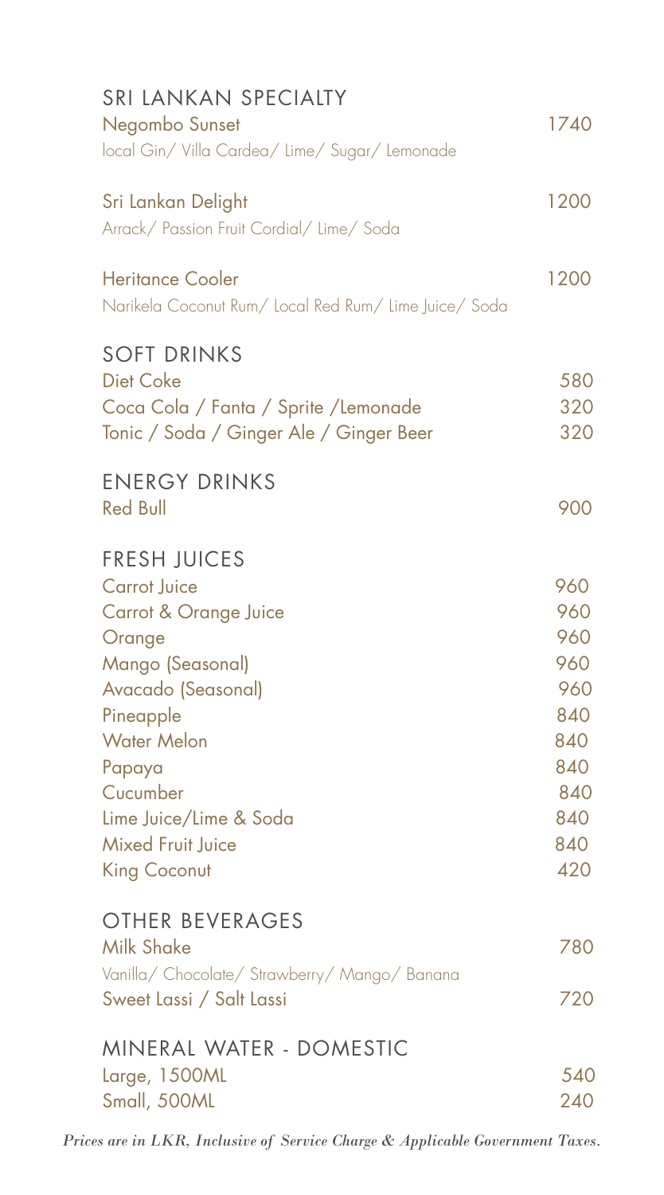## SRI LANKAN SPECIALTY

| Item | Price |
| --- | --- |
| Negombo Sunset<br>local Gin/ Villa Cardea/ Lime/ Sugar/ Lemonade | 1740 |
| Sri Lankan Delight<br>Arrack/ Passion Fruit Cordial/ Lime/ Soda | 1200 |
| Heritance Cooler<br>Narikela Coconut Rum/ Local Red Rum/ Lime Juice/ Soda | 1200 |

## SOFT DRINKS

| Item | Price |
| --- | --- |
| Diet Coke | 580 |
| Coca Cola / Fanta / Sprite /Lemonade | 320 |
| Tonic / Soda / Ginger Ale / Ginger Beer | 320 |

## ENERGY DRINKS

| Item | Price |
| --- | --- |
| Red Bull | 900 |

## FRESH JUICES

| Item | Price |
| --- | --- |
| Carrot Juice | 960 |
| Carrot & Orange Juice | 960 |
| Orange | 960 |
| Mango (Seasonal) | 960 |
| Avacado (Seasonal) | 960 |
| Pineapple | 840 |
| Water Melon | 840 |
| Papaya | 840 |
| Cucumber | 840 |
| Lime Juice/Lime & Soda | 840 |
| Mixed Fruit Juice | 840 |
| King Coconut | 420 |

## OTHER BEVERAGES

| Item | Price |
| --- | --- |
| Milk Shake<br>Vanilla/ Chocolate/ Strawberry/ Mango/ Banana | 780 |
| Sweet Lassi / Salt Lassi | 720 |

## MINERAL WATER - DOMESTIC

| Item | Price |
| --- | --- |
| Large, 1500ML | 540 |
| Small, 500ML | 240 |

*Prices are in LKR, Inclusive of Service Charge & Applicable Government Taxes.*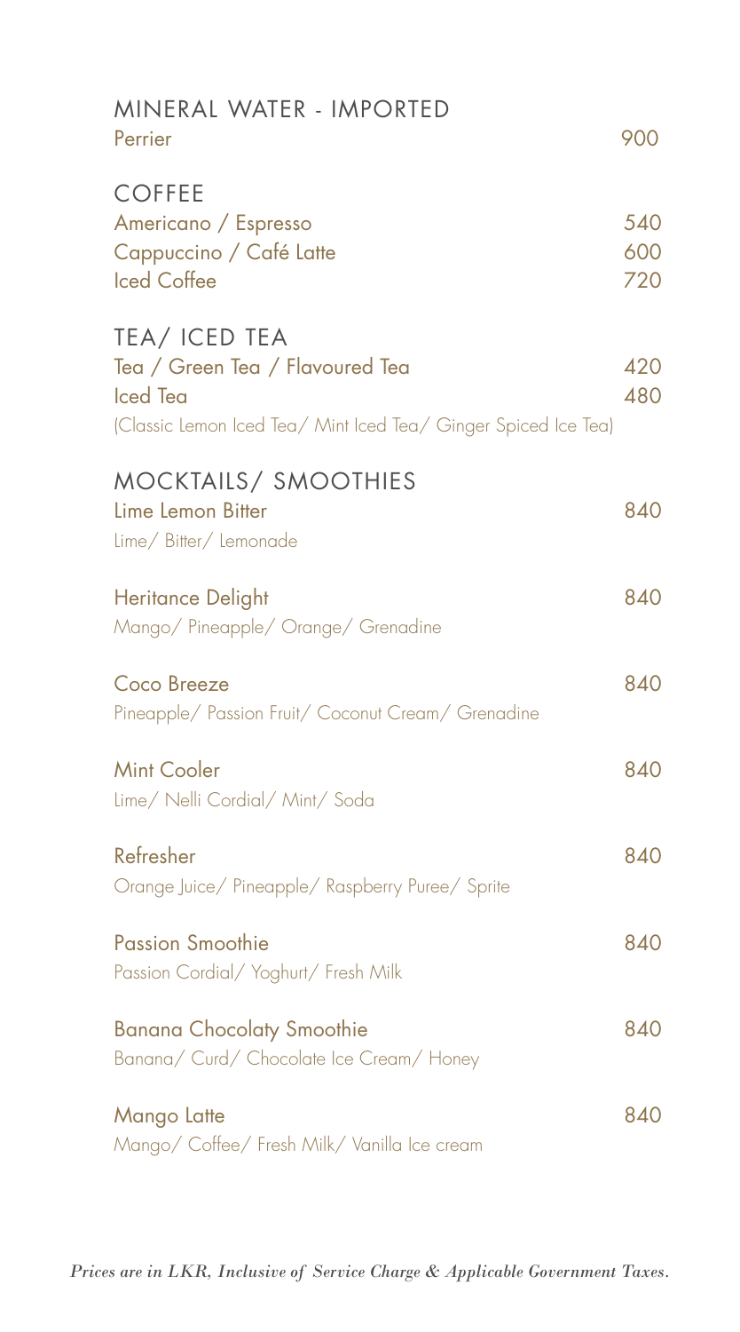## MINERAL WATER - IMPORTED

| | |
|---|---|
| Perrier | 900 |

## COFFEE

| | |
|---|---|
| Americano / Espresso | 540 |
| Cappuccino / Café Latte | 600 |
| Iced Coffee | 720 |

## TEA/ ICED TEA

| | |
|---|---|
| Tea / Green Tea / Flavoured Tea | 420 |
| Iced Tea | 480 |

(Classic Lemon Iced Tea/ Mint Iced Tea/ Ginger Spiced Ice Tea)

## MOCKTAILS/ SMOOTHIES

**Lime Lemon Bitter** — 840
Lime/ Bitter/ Lemonade

**Heritance Delight** — 840
Mango/ Pineapple/ Orange/ Grenadine

**Coco Breeze** — 840
Pineapple/ Passion Fruit/ Coconut Cream/ Grenadine

**Mint Cooler** — 840
Lime/ Nelli Cordial/ Mint/ Soda

**Refresher** — 840
Orange Juice/ Pineapple/ Raspberry Puree/ Sprite

**Passion Smoothie** — 840
Passion Cordial/ Yoghurt/ Fresh Milk

**Banana Chocolaty Smoothie** — 840
Banana/ Curd/ Chocolate Ice Cream/ Honey

**Mango Latte** — 840
Mango/ Coffee/ Fresh Milk/ Vanilla Ice cream

*Prices are in LKR, Inclusive of Service Charge & Applicable Government Taxes.*